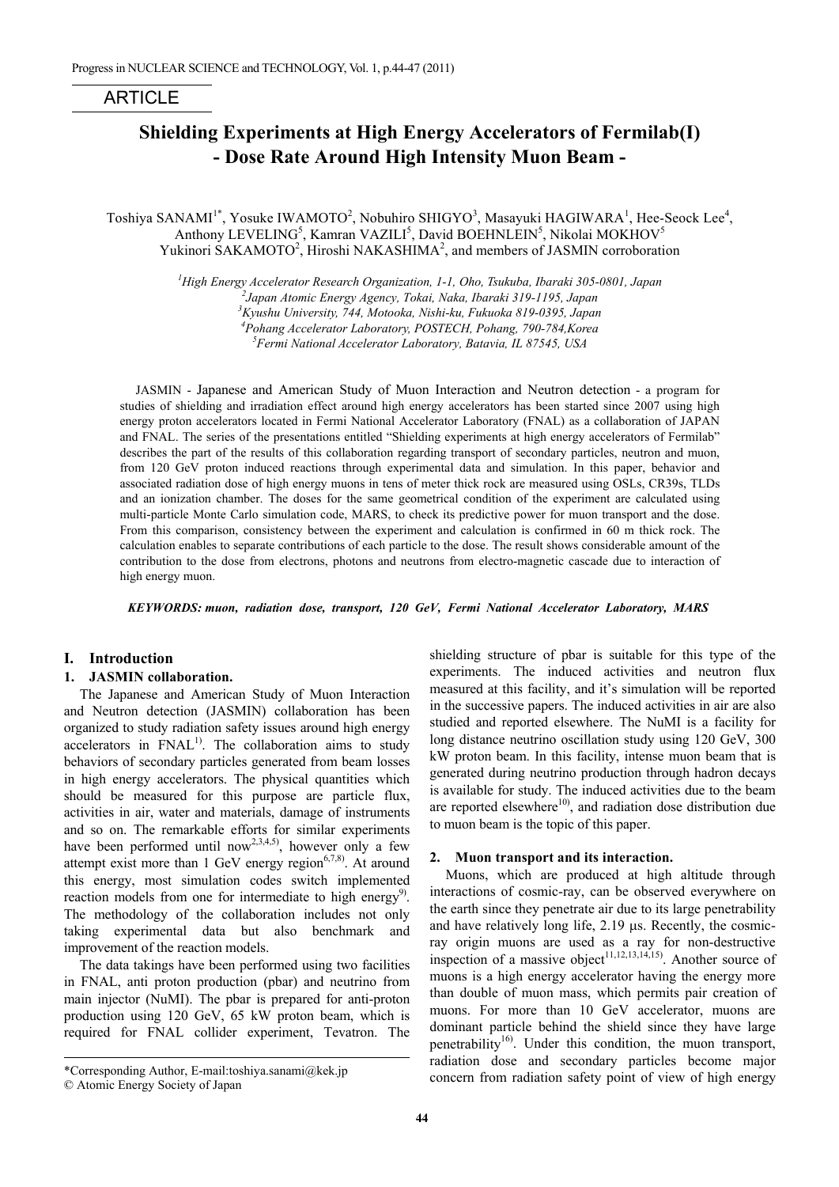ARTICLE

# Shielding Experiments at High Energy Accelerators of Fermilab(I) - Dose Rate Around High Intensity Muon Beam -

Toshiya SANAMI[1*], Yosuke IWAMOTO[2], Nobuhiro SHIGYO[3], Masayuki HAGIWARA[1], Hee-Seock Lee[4], Anthony LEVELING[5], Kamran VAZILI[5], David BOEHNLEIN[5], Nikolai MOKHOV[5] Yukinori SAKAMOTO[2], Hiroshi NAKASHIMA[2], and members of JASMIN corroboration

*[1]High Energy Accelerator Research Organization, 1-1, Oho, Tsukuba, Ibaraki 305-0801, Japan*
*[2]Japan Atomic Energy Agency, Tokai, Naka, Ibaraki 319-1195, Japan*
*[3]Kyushu University, 744, Motooka, Nishi-ku, Fukuoka 819-0395, Japan*
*[4]Pohang Accelerator Laboratory, POSTECH, Pohang, 790-784,Korea*
*[5]Fermi National Accelerator Laboratory, Batavia, IL 87545, USA*

JASMIN - Japanese and American Study of Muon Interaction and Neutron detection - a program for studies of shielding and irradiation effect around high energy accelerators has been started since 2007 using high energy proton accelerators located in Fermi National Accelerator Laboratory (FNAL) as a collaboration of JAPAN and FNAL. The series of the presentations entitled "Shielding experiments at high energy accelerators of Fermilab" describes the part of the results of this collaboration regarding transport of secondary particles, neutron and muon, from 120 GeV proton induced reactions through experimental data and simulation. In this paper, behavior and associated radiation dose of high energy muons in tens of meter thick rock are measured using OSLs, CR39s, TLDs and an ionization chamber. The doses for the same geometrical condition of the experiment are calculated using multi-particle Monte Carlo simulation code, MARS, to check its predictive power for muon transport and the dose. From this comparison, consistency between the experiment and calculation is confirmed in 60 m thick rock. The calculation enables to separate contributions of each particle to the dose. The result shows considerable amount of the contribution to the dose from electrons, photons and neutrons from electro-magnetic cascade due to interaction of high energy muon.

***KEYWORDS: muon, radiation dose, transport, 120 GeV, Fermi National Accelerator Laboratory, MARS***

## I. Introduction

### 1. JASMIN collaboration.

The Japanese and American Study of Muon Interaction and Neutron detection (JASMIN) collaboration has been organized to study radiation safety issues around high energy accelerators in FNAL[1]. The collaboration aims to study behaviors of secondary particles generated from beam losses in high energy accelerators. The physical quantities which should be measured for this purpose are particle flux, activities in air, water and materials, damage of instruments and so on. The remarkable efforts for similar experiments have been performed until now[2,3,4,5], however only a few attempt exist more than 1 GeV energy region[6,7,8]. At around this energy, most simulation codes switch implemented reaction models from one for intermediate to high energy[9]. The methodology of the collaboration includes not only taking experimental data but also benchmark and improvement of the reaction models.

The data takings have been performed using two facilities in FNAL, anti proton production (pbar) and neutrino from main injector (NuMI). The pbar is prepared for anti-proton production using 120 GeV, 65 kW proton beam, which is required for FNAL collider experiment, Tevatron. The shielding structure of pbar is suitable for this type of the experiments. The induced activities and neutron flux measured at this facility, and it's simulation will be reported in the successive papers. The induced activities in air are also studied and reported elsewhere. The NuMI is a facility for long distance neutrino oscillation study using 120 GeV, 300 kW proton beam. In this facility, intense muon beam that is generated during neutrino production through hadron decays is available for study. The induced activities due to the beam are reported elsewhere[10], and radiation dose distribution due to muon beam is the topic of this paper.

### 2. Muon transport and its interaction.

Muons, which are produced at high altitude through interactions of cosmic-ray, can be observed everywhere on the earth since they penetrate air due to its large penetrability and have relatively long life, 2.19 μs. Recently, the cosmic-ray origin muons are used as a ray for non-destructive inspection of a massive object[11,12,13,14,15]. Another source of muons is a high energy accelerator having the energy more than double of muon mass, which permits pair creation of muons. For more than 10 GeV accelerator, muons are dominant particle behind the shield since they have large penetrability[16]. Under this condition, the muon transport, radiation dose and secondary particles become major concern from radiation safety point of view of high energy

*Corresponding Author, E-mail:toshiya.sanami@kek.jp

© Atomic Energy Society of Japan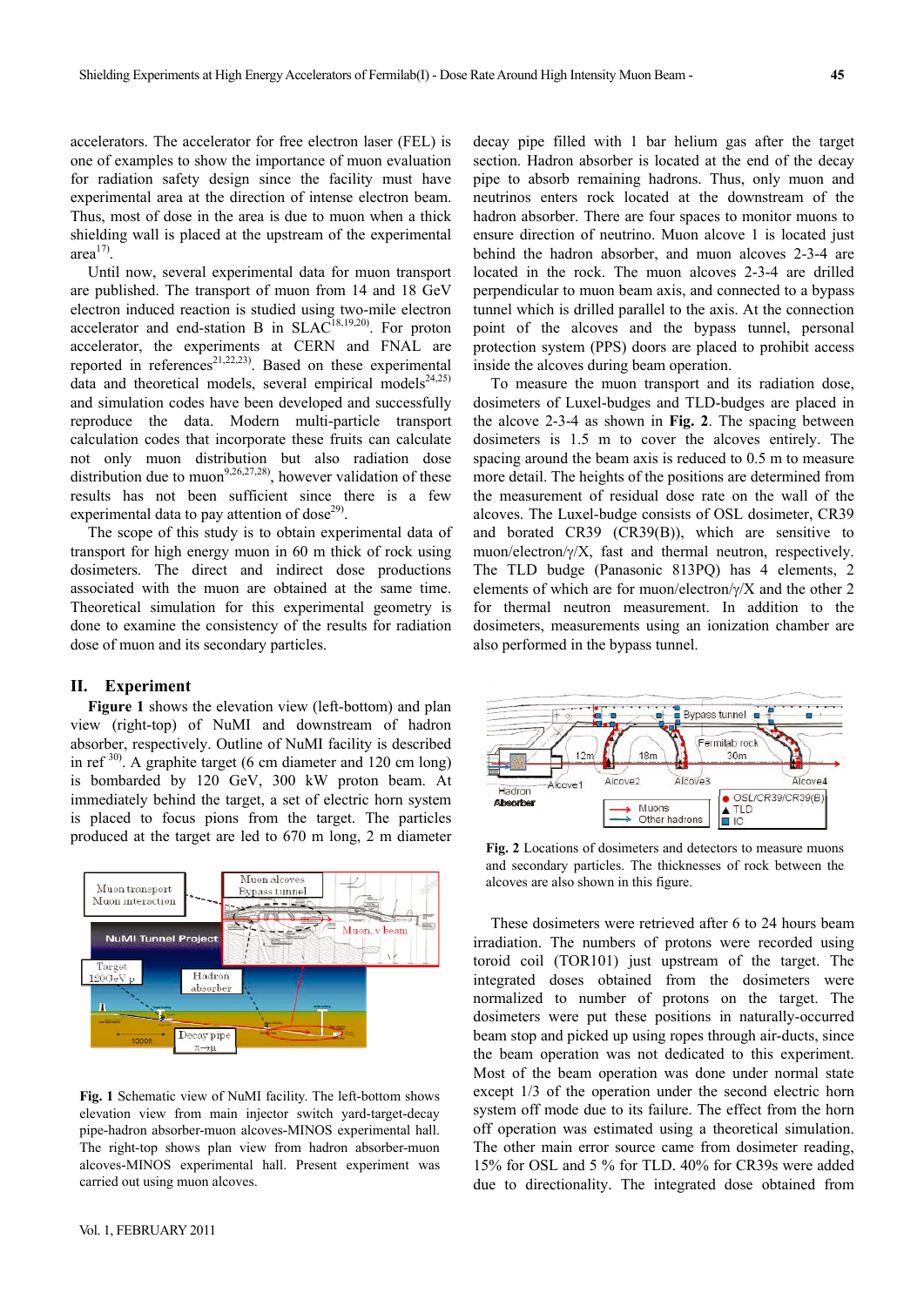accelerators. The accelerator for free electron laser (FEL) is one of examples to show the importance of muon evaluation for radiation safety design since the facility must have experimental area at the direction of intense electron beam. Thus, most of dose in the area is due to muon when a thick shielding wall is placed at the upstream of the experimental area[17].

Until now, several experimental data for muon transport are published. The transport of muon from 14 and 18 GeV electron induced reaction is studied using two-mile electron accelerator and end-station B in SLAC[18,19,20]. For proton accelerator, the experiments at CERN and FNAL are reported in references[21,22,23]. Based on these experimental data and theoretical models, several empirical models[24,25] and simulation codes have been developed and successfully reproduce the data. Modern multi-particle transport calculation codes that incorporate these fruits can calculate not only muon distribution but also radiation dose distribution due to muon[9,26,27,28], however validation of these results has not been sufficient since there is a few experimental data to pay attention of dose[29].

The scope of this study is to obtain experimental data of transport for high energy muon in 60 m thick of rock using dosimeters. The direct and indirect dose productions associated with the muon are obtained at the same time. Theoretical simulation for this experimental geometry is done to examine the consistency of the results for radiation dose of muon and its secondary particles.

## II. Experiment

**Figure 1** shows the elevation view (left-bottom) and plan view (right-top) of NuMI and downstream of hadron absorber, respectively. Outline of NuMI facility is described in ref [30]. A graphite target (6 cm diameter and 120 cm long) is bombarded by 120 GeV, 300 kW proton beam. At immediately behind the target, a set of electric horn system is placed to focus pions from the target. The particles produced at the target are led to 670 m long, 2 m diameter decay pipe filled with 1 bar helium gas after the target section. Hadron absorber is located at the end of the decay pipe to absorb remaining hadrons. Thus, only muon and neutrinos enters rock located at the downstream of the hadron absorber. There are four spaces to monitor muons to ensure direction of neutrino. Muon alcove 1 is located just behind the hadron absorber, and muon alcoves 2-3-4 are located in the rock. The muon alcoves 2-3-4 are drilled perpendicular to muon beam axis, and connected to a bypass tunnel which is drilled parallel to the axis. At the connection point of the alcoves and the bypass tunnel, personal protection system (PPS) doors are placed to prohibit access inside the alcoves during beam operation.

Muon transport
Muon interaction
Muon alcoves
Bypass tunnel
NuMI Tunnel Project
Muon, ν beam
Target
120GeV p
Hadron
absorber
Decay pipe
π→μ
1000ft

**Fig. 1** Schematic view of NuMI facility. The left-bottom shows elevation view from main injector switch yard-target-decay pipe-hadron absorber-muon alcoves-MINOS experimental hall. The right-top shows plan view from hadron absorber-muon alcoves-MINOS experimental hall. Present experiment was carried out using muon alcoves.

To measure the muon transport and its radiation dose, dosimeters of Luxel-budges and TLD-budges are placed in the alcove 2-3-4 as shown in **Fig. 2**. The spacing between dosimeters is 1.5 m to cover the alcoves entirely. The spacing around the beam axis is reduced to 0.5 m to measure more detail. The heights of the positions are determined from the measurement of residual dose rate on the wall of the alcoves. The Luxel-budge consists of OSL dosimeter, CR39 and borated CR39 (CR39(B)), which are sensitive to muon/electron/γ/X, fast and thermal neutron, respectively. The TLD budge (Panasonic 813PQ) has 4 elements, 2 elements of which are for muon/electron/γ/X and the other 2 for thermal neutron measurement. In addition to the dosimeters, measurements using an ionization chamber are also performed in the bypass tunnel.

Bypass tunnel
Fermilab rock
12m
18m
30m
Hadron
Absorber
Alcove1
Alcove2
Alcove3
Alcove4
Muons
Other hadrons
OSL/CR39/CR39(B)
TLD
IC

**Fig. 2** Locations of dosimeters and detectors to measure muons and secondary particles. The thicknesses of rock between the alcoves are also shown in this figure.

These dosimeters were retrieved after 6 to 24 hours beam irradiation. The numbers of protons were recorded using toroid coil (TOR101) just upstream of the target. The integrated doses obtained from the dosimeters were normalized to number of protons on the target. The dosimeters were put these positions in naturally-occurred beam stop and picked up using ropes through air-ducts, since the beam operation was not dedicated to this experiment. Most of the beam operation was done under normal state except 1/3 of the operation under the second electric horn system off mode due to its failure. The effect from the horn off operation was estimated using a theoretical simulation. The other main error source came from dosimeter reading, 15% for OSL and 5 % for TLD. 40% for CR39s were added due to directionality. The integrated dose obtained from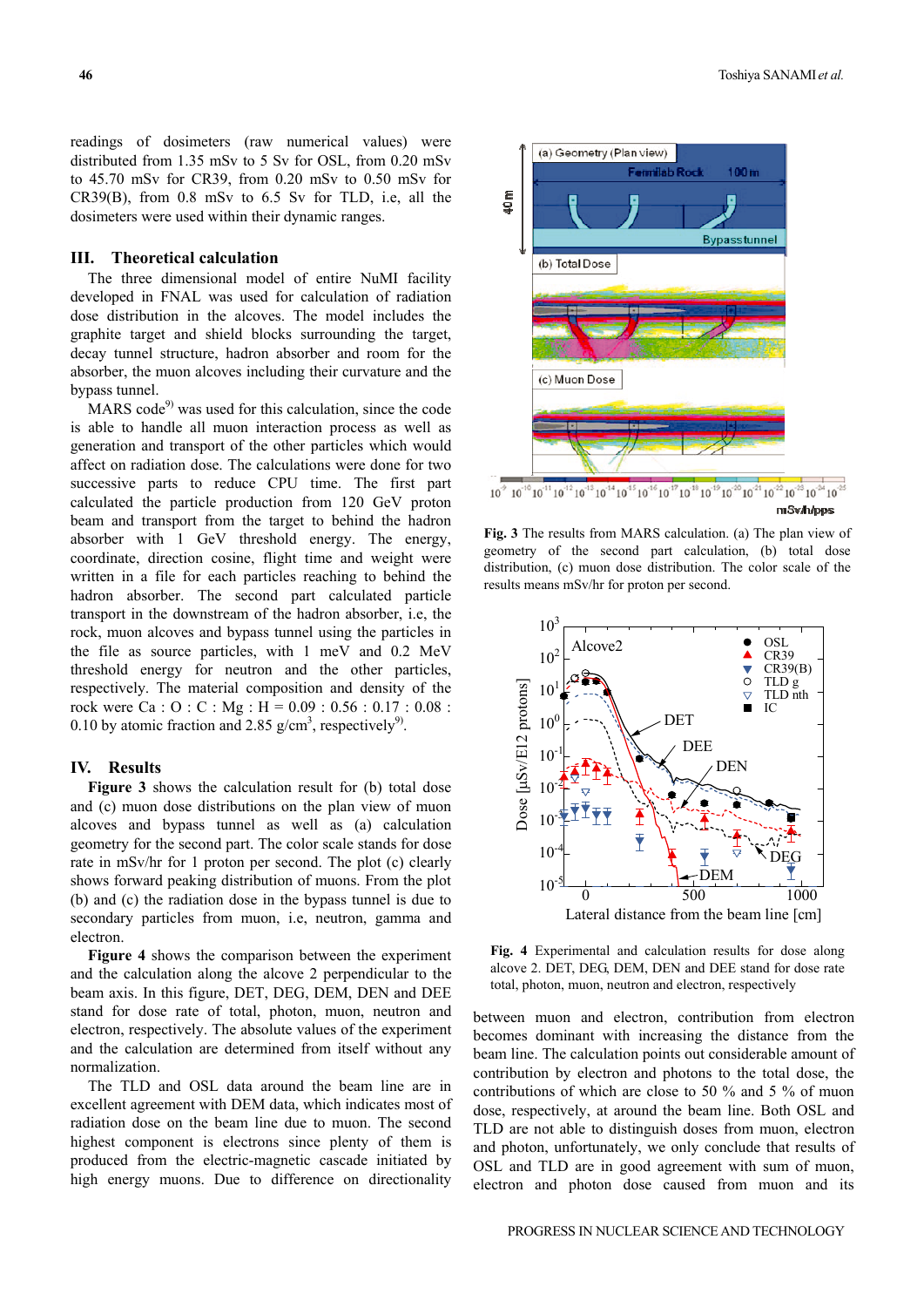readings of dosimeters (raw numerical values) were distributed from 1.35 mSv to 5 Sv for OSL, from 0.20 mSv to 45.70 mSv for CR39, from 0.20 mSv to 0.50 mSv for CR39(B), from 0.8 mSv to 6.5 Sv for TLD, i.e, all the dosimeters were used within their dynamic ranges.

## III. Theoretical calculation

The three dimensional model of entire NuMI facility developed in FNAL was used for calculation of radiation dose distribution in the alcoves. The model includes the graphite target and shield blocks surrounding the target, decay tunnel structure, hadron absorber and room for the absorber, the muon alcoves including their curvature and the bypass tunnel.

MARS code[9] was used for this calculation, since the code is able to handle all muon interaction process as well as generation and transport of the other particles which would affect on radiation dose. The calculations were done for two successive parts to reduce CPU time. The first part calculated the particle production from 120 GeV proton beam and transport from the target to behind the hadron absorber with 1 GeV threshold energy. The energy, coordinate, direction cosine, flight time and weight were written in a file for each particles reaching to behind the hadron absorber. The second part calculated particle transport in the downstream of the hadron absorber, i.e, the rock, muon alcoves and bypass tunnel using the particles in the file as source particles, with 1 meV and 0.2 MeV threshold energy for neutron and the other particles, respectively. The material composition and density of the rock were Ca : O : C : Mg : H = 0.09 : 0.56 : 0.17 : 0.08 : 0.10 by atomic fraction and 2.85 g/cm$^3$, respectively[9].

## IV. Results

**Figure 3** shows the calculation result for (b) total dose and (c) muon dose distributions on the plan view of muon alcoves and bypass tunnel as well as (a) calculation geometry for the second part. The color scale stands for dose rate in mSv/hr for 1 proton per second. The plot (c) clearly shows forward peaking distribution of muons. From the plot (b) and (c) the radiation dose in the bypass tunnel is due to secondary particles from muon, i.e, neutron, gamma and electron.

**Fig. 3** The results from MARS calculation. (a) The plan view of geometry of the second part calculation, (b) total dose distribution, (c) muon dose distribution. The color scale of the results means mSv/hr for proton per second.

**Figure 4** shows the comparison between the experiment and the calculation along the alcove 2 perpendicular to the beam axis. In this figure, DET, DEG, DEM, DEN and DEE stand for dose rate of total, photon, muon, neutron and electron, respectively. The absolute values of the experiment and the calculation are determined from itself without any normalization.

**Fig. 4** Experimental and calculation results for dose along alcove 2. DET, DEG, DEM, DEN and DEE stand for dose rate total, photon, muon, neutron and electron, respectively

The TLD and OSL data around the beam line are in excellent agreement with DEM data, which indicates most of radiation dose on the beam line due to muon. The second highest component is electrons since plenty of them is produced from the electric-magnetic cascade initiated by high energy muons. Due to difference on directionality between muon and electron, contribution from electron becomes dominant with increasing the distance from the beam line. The calculation points out considerable amount of contribution by electron and photons to the total dose, the contributions of which are close to 50 % and 5 % of muon dose, respectively, at around the beam line. Both OSL and TLD are not able to distinguish doses from muon, electron and photon, unfortunately, we only conclude that results of OSL and TLD are in good agreement with sum of muon, electron and photon dose caused from muon and its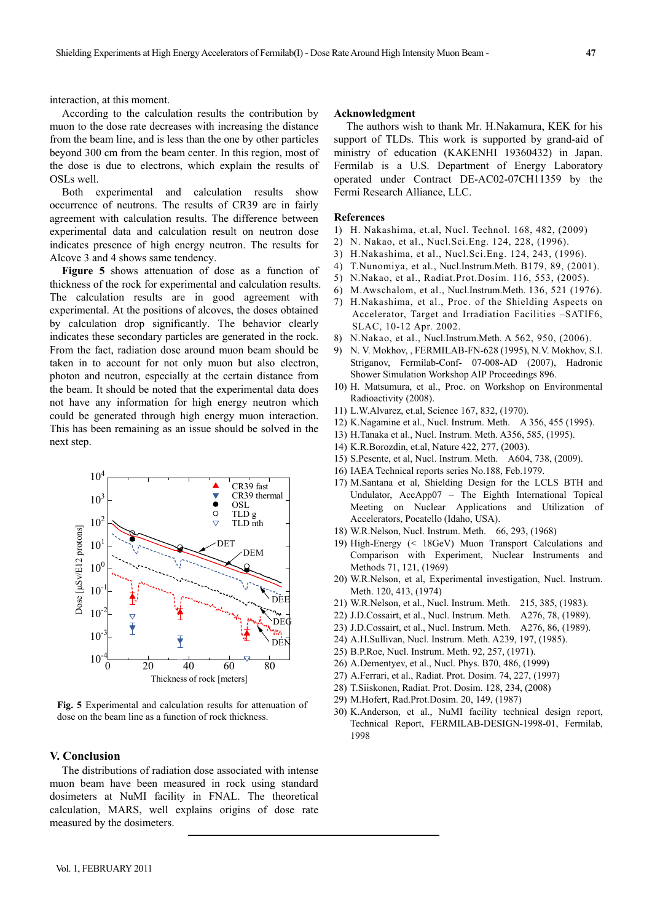interaction, at this moment.

According to the calculation results the contribution by muon to the dose rate decreases with increasing the distance from the beam line, and is less than the one by other particles beyond 300 cm from the beam center. In this region, most of the dose is due to electrons, which explain the results of OSLs well.

Both experimental and calculation results show occurrence of neutrons. The results of CR39 are in fairly agreement with calculation results. The difference between experimental data and calculation result on neutron dose indicates presence of high energy neutron. The results for Alcove 3 and 4 shows same tendency.

**Figure 5** shows attenuation of dose as a function of thickness of the rock for experimental and calculation results. The calculation results are in good agreement with experimental. At the positions of alcoves, the doses obtained by calculation drop significantly. The behavior clearly indicates these secondary particles are generated in the rock. From the fact, radiation dose around muon beam should be taken in to account for not only muon but also electron, photon and neutron, especially at the certain distance from the beam. It should be noted that the experimental data does not have any information for high energy neutron which could be generated through high energy muon interaction. This has been remaining as an issue should be solved in the next step.

$10^4$
$10^3$
$10^2$
$10^1$
$10^0$
$10^{-1}$
$10^{-2}$
$10^{-3}$
$10^{-4}$
Dose [μSv/E12 protons]
0
20
40
60
80
Thickness of rock [meters]
CR39 fast
CR39 thermal
OSL
TLD g
TLD nth
DET
DEM
DEE
DEG
DEN

**Fig. 5** Experimental and calculation results for attenuation of dose on the beam line as a function of rock thickness.

## V. Conclusion

The distributions of radiation dose associated with intense muon beam have been measured in rock using standard dosimeters at NuMI facility in FNAL. The theoretical calculation, MARS, well explains origins of dose rate measured by the dosimeters.

## Acknowledgment

The authors wish to thank Mr. H.Nakamura, KEK for his support of TLDs. This work is supported by grand-aid of ministry of education (KAKENHI 19360432) in Japan. Fermilab is a U.S. Department of Energy Laboratory operated under Contract DE-AC02-07CH11359 by the Fermi Research Alliance, LLC.

## References

1) H. Nakashima, et.al, Nucl. Technol. 168, 482, (2009)
2) N. Nakao, et al., Nucl.Sci.Eng. 124, 228, (1996).
3) H.Nakashima, et al., Nucl.Sci.Eng. 124, 243, (1996).
4) T.Nunomiya, et al., Nucl.Instrum.Meth. B179, 89, (2001).
5) N.Nakao, et al., Radiat.Prot.Dosim. 116, 553, (2005).
6) M.Awschalom, et al., Nucl.Instrum.Meth. 136, 521 (1976).
7) H.Nakashima, et al., Proc. of the Shielding Aspects on Accelerator, Target and Irradiation Facilities –SATIF6, SLAC, 10-12 Apr. 2002.
8) N.Nakao, et al., Nucl.Instrum.Meth. A 562, 950, (2006).
9) N. V. Mokhov, , FERMILAB-FN-628 (1995), N.V. Mokhov, S.I. Striganov, Fermilab-Conf- 07-008-AD (2007), Hadronic Shower Simulation Workshop AIP Proceedings 896.
10) H. Matsumura, et al., Proc. on Workshop on Environmental Radioactivity (2008).
11) L.W.Alvarez, et.al, Science 167, 832, (1970).
12) K.Nagamine et al., Nucl. Instrum. Meth. A 356, 455 (1995).
13) H.Tanaka et al., Nucl. Instrum. Meth. A356, 585, (1995).
14) K.R.Borozdin, et.al, Nature 422, 277, (2003).
15) S.Pesente, et al, Nucl. Instrum. Meth. A604, 738, (2009).
16) IAEA Technical reports series No.188, Feb.1979.
17) M.Santana et al, Shielding Design for the LCLS BTH and Undulator, AccApp07 – The Eighth International Topical Meeting on Nuclear Applications and Utilization of Accelerators, Pocatello (Idaho, USA).
18) W.R.Nelson, Nucl. Instrum. Meth. 66, 293, (1968)
19) High-Energy (< 18GeV) Muon Transport Calculations and Comparison with Experiment, Nuclear Instruments and Methods 71, 121, (1969)
20) W.R.Nelson, et al, Experimental investigation, Nucl. Instrum. Meth. 120, 413, (1974)
21) W.R.Nelson, et al., Nucl. Instrum. Meth. 215, 385, (1983).
22) J.D.Cossairt, et al., Nucl. Instrum. Meth. A276, 78, (1989).
23) J.D.Cossairt, et al., Nucl. Instrum. Meth. A276, 86, (1989).
24) A.H.Sullivan, Nucl. Instrum. Meth. A239, 197, (1985).
25) B.P.Roe, Nucl. Instrum. Meth. 92, 257, (1971).
26) A.Dementyev, et al., Nucl. Phys. B70, 486, (1999)
27) A.Ferrari, et al., Radiat. Prot. Dosim. 74, 227, (1997)
28) T.Siiskonen, Radiat. Prot. Dosim. 128, 234, (2008)
29) M.Hofert, Rad.Prot.Dosim. 20, 149, (1987)
30) K.Anderson, et al., NuMI facility technical design report, Technical Report, FERMILAB-DESIGN-1998-01, Fermilab, 1998